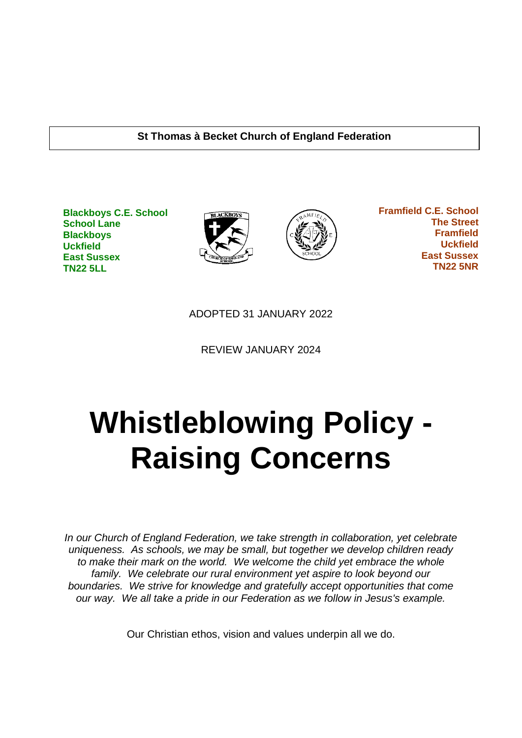**St Thomas à Becket Church of England Federation**

**Blackboys C.E. School**
**School Lane**
**Blackboys**
**Uckfield**
**East Sussex**
**TN22 5LL**

**Framfield C.E. School**
**The Street**
**Framfield**
**Uckfield**
**East Sussex**
**TN22 5NR**

ADOPTED 31 JANUARY 2022

REVIEW JANUARY 2024

# Whistleblowing Policy - Raising Concerns

*In our Church of England Federation, we take strength in collaboration, yet celebrate uniqueness. As schools, we may be small, but together we develop children ready to make their mark on the world. We welcome the child yet embrace the whole family. We celebrate our rural environment yet aspire to look beyond our boundaries. We strive for knowledge and gratefully accept opportunities that come our way. We all take a pride in our Federation as we follow in Jesus's example.*

Our Christian ethos, vision and values underpin all we do.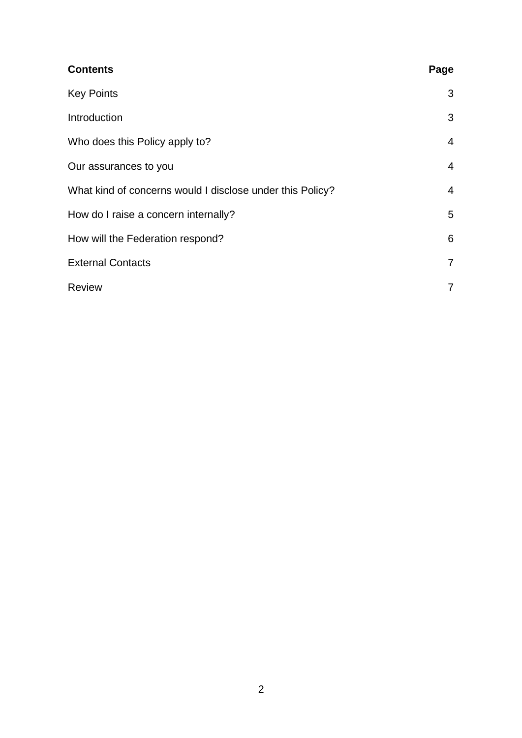| **Contents** | **Page** |
| --- | --- |
| Key Points | 3 |
| Introduction | 3 |
| Who does this Policy apply to? | 4 |
| Our assurances to you | 4 |
| What kind of concerns would I disclose under this Policy? | 4 |
| How do I raise a concern internally? | 5 |
| How will the Federation respond? | 6 |
| External Contacts | 7 |
| Review | 7 |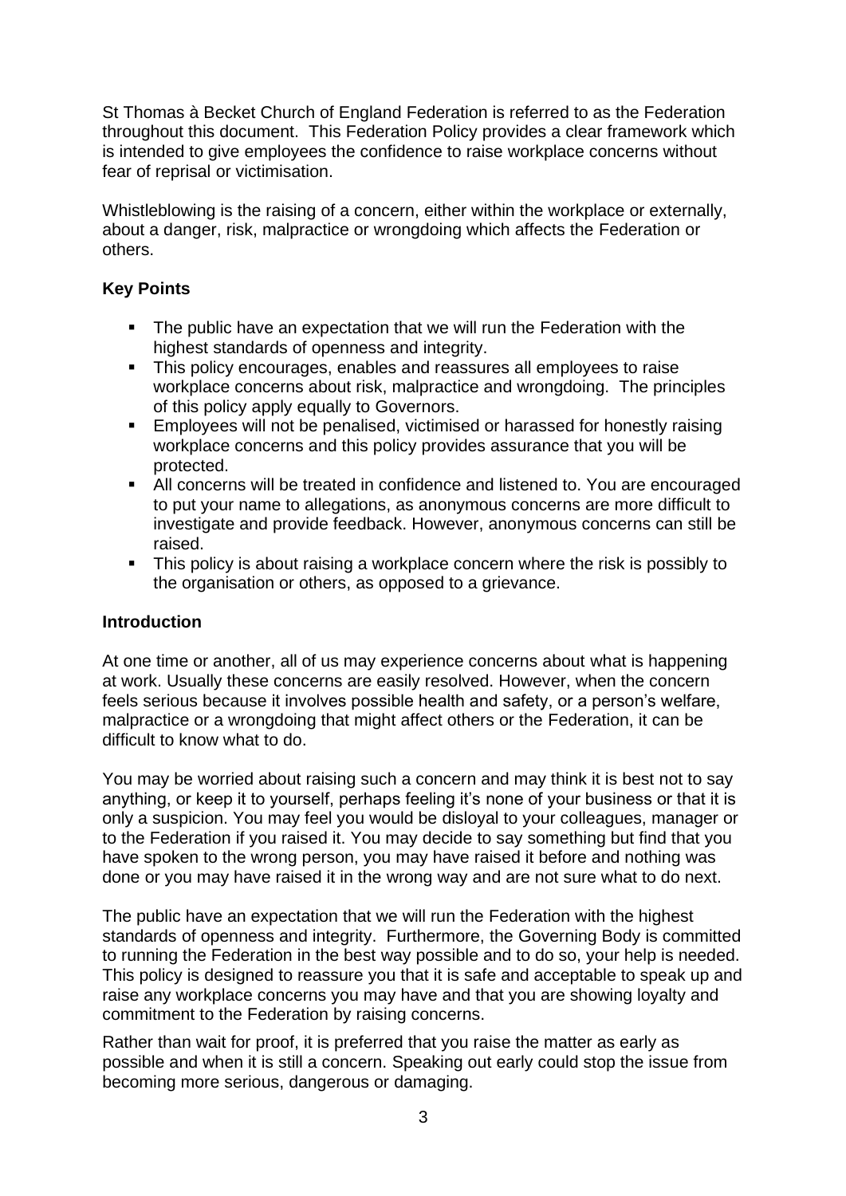St Thomas à Becket Church of England Federation is referred to as the Federation throughout this document. This Federation Policy provides a clear framework which is intended to give employees the confidence to raise workplace concerns without fear of reprisal or victimisation.

Whistleblowing is the raising of a concern, either within the workplace or externally, about a danger, risk, malpractice or wrongdoing which affects the Federation or others.

**Key Points**

- The public have an expectation that we will run the Federation with the highest standards of openness and integrity.
- This policy encourages, enables and reassures all employees to raise workplace concerns about risk, malpractice and wrongdoing. The principles of this policy apply equally to Governors.
- Employees will not be penalised, victimised or harassed for honestly raising workplace concerns and this policy provides assurance that you will be protected.
- All concerns will be treated in confidence and listened to. You are encouraged to put your name to allegations, as anonymous concerns are more difficult to investigate and provide feedback. However, anonymous concerns can still be raised.
- This policy is about raising a workplace concern where the risk is possibly to the organisation or others, as opposed to a grievance.

**Introduction**

At one time or another, all of us may experience concerns about what is happening at work. Usually these concerns are easily resolved. However, when the concern feels serious because it involves possible health and safety, or a person's welfare, malpractice or a wrongdoing that might affect others or the Federation, it can be difficult to know what to do.

You may be worried about raising such a concern and may think it is best not to say anything, or keep it to yourself, perhaps feeling it's none of your business or that it is only a suspicion. You may feel you would be disloyal to your colleagues, manager or to the Federation if you raised it. You may decide to say something but find that you have spoken to the wrong person, you may have raised it before and nothing was done or you may have raised it in the wrong way and are not sure what to do next.

The public have an expectation that we will run the Federation with the highest standards of openness and integrity. Furthermore, the Governing Body is committed to running the Federation in the best way possible and to do so, your help is needed. This policy is designed to reassure you that it is safe and acceptable to speak up and raise any workplace concerns you may have and that you are showing loyalty and commitment to the Federation by raising concerns.

Rather than wait for proof, it is preferred that you raise the matter as early as possible and when it is still a concern. Speaking out early could stop the issue from becoming more serious, dangerous or damaging.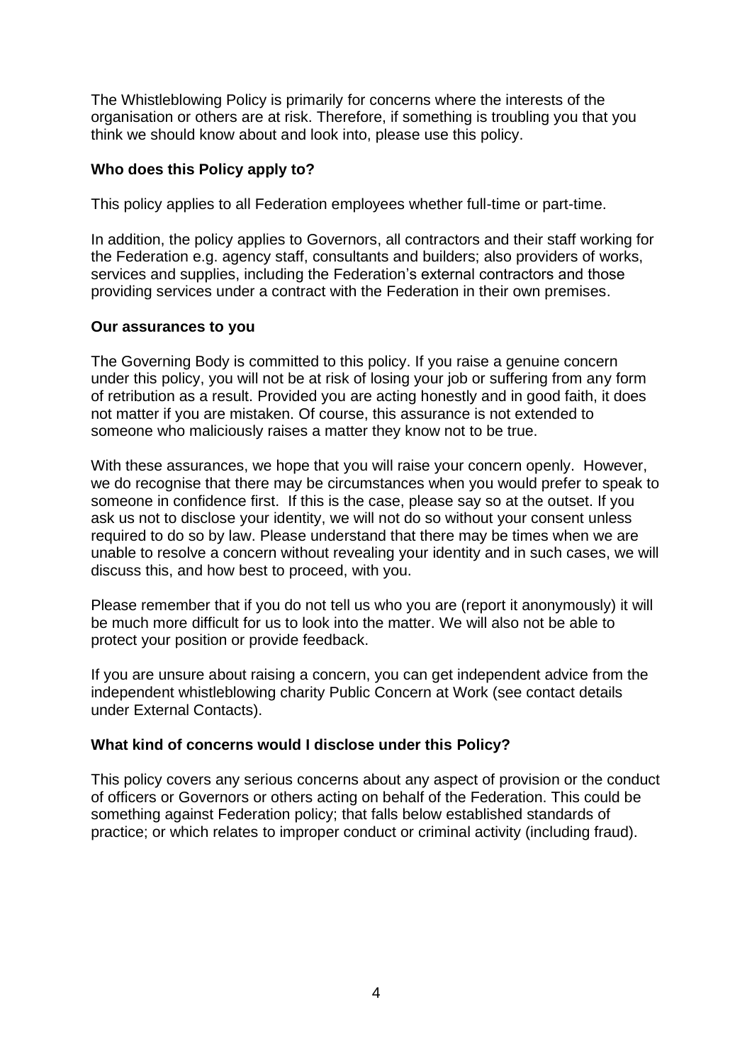The Whistleblowing Policy is primarily for concerns where the interests of the organisation or others are at risk. Therefore, if something is troubling you that you think we should know about and look into, please use this policy.

**Who does this Policy apply to?**

This policy applies to all Federation employees whether full-time or part-time.

In addition, the policy applies to Governors, all contractors and their staff working for the Federation e.g. agency staff, consultants and builders; also providers of works, services and supplies, including the Federation's external contractors and those providing services under a contract with the Federation in their own premises.

**Our assurances to you**

The Governing Body is committed to this policy. If you raise a genuine concern under this policy, you will not be at risk of losing your job or suffering from any form of retribution as a result. Provided you are acting honestly and in good faith, it does not matter if you are mistaken. Of course, this assurance is not extended to someone who maliciously raises a matter they know not to be true.

With these assurances, we hope that you will raise your concern openly. However, we do recognise that there may be circumstances when you would prefer to speak to someone in confidence first. If this is the case, please say so at the outset. If you ask us not to disclose your identity, we will not do so without your consent unless required to do so by law. Please understand that there may be times when we are unable to resolve a concern without revealing your identity and in such cases, we will discuss this, and how best to proceed, with you.

Please remember that if you do not tell us who you are (report it anonymously) it will be much more difficult for us to look into the matter. We will also not be able to protect your position or provide feedback.

If you are unsure about raising a concern, you can get independent advice from the independent whistleblowing charity Public Concern at Work (see contact details under External Contacts).

**What kind of concerns would I disclose under this Policy?**

This policy covers any serious concerns about any aspect of provision or the conduct of officers or Governors or others acting on behalf of the Federation. This could be something against Federation policy; that falls below established standards of practice; or which relates to improper conduct or criminal activity (including fraud).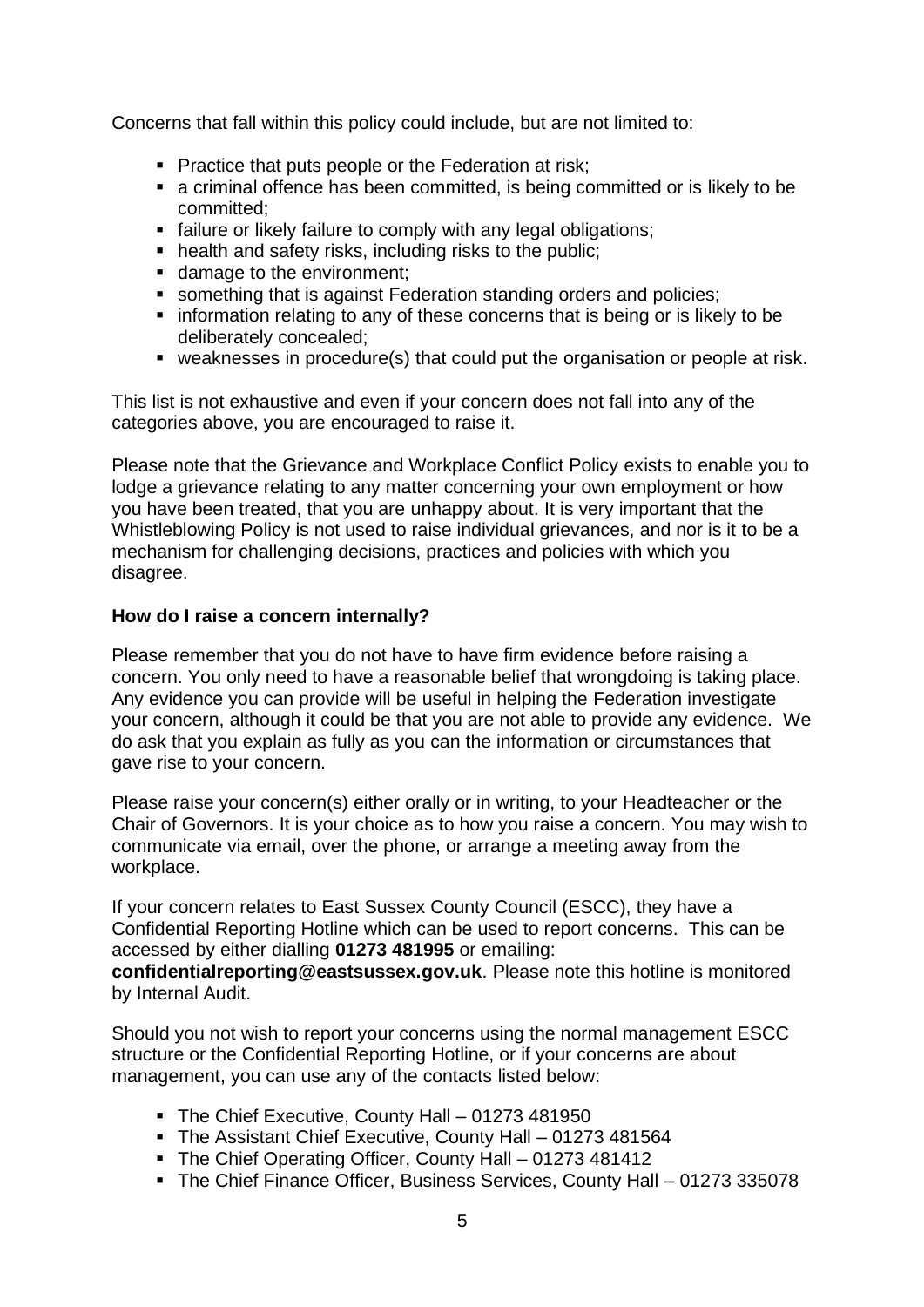Concerns that fall within this policy could include, but are not limited to:

- Practice that puts people or the Federation at risk;
- a criminal offence has been committed, is being committed or is likely to be committed;
- failure or likely failure to comply with any legal obligations;
- health and safety risks, including risks to the public;
- damage to the environment;
- something that is against Federation standing orders and policies;
- information relating to any of these concerns that is being or is likely to be deliberately concealed;
- weaknesses in procedure(s) that could put the organisation or people at risk.

This list is not exhaustive and even if your concern does not fall into any of the categories above, you are encouraged to raise it.

Please note that the Grievance and Workplace Conflict Policy exists to enable you to lodge a grievance relating to any matter concerning your own employment or how you have been treated, that you are unhappy about. It is very important that the Whistleblowing Policy is not used to raise individual grievances, and nor is it to be a mechanism for challenging decisions, practices and policies with which you disagree.

**How do I raise a concern internally?**

Please remember that you do not have to have firm evidence before raising a concern. You only need to have a reasonable belief that wrongdoing is taking place. Any evidence you can provide will be useful in helping the Federation investigate your concern, although it could be that you are not able to provide any evidence. We do ask that you explain as fully as you can the information or circumstances that gave rise to your concern.

Please raise your concern(s) either orally or in writing, to your Headteacher or the Chair of Governors. It is your choice as to how you raise a concern. You may wish to communicate via email, over the phone, or arrange a meeting away from the workplace.

If your concern relates to East Sussex County Council (ESCC), they have a Confidential Reporting Hotline which can be used to report concerns. This can be accessed by either dialling **01273 481995** or emailing: **confidentialreporting@eastsussex.gov.uk**. Please note this hotline is monitored by Internal Audit.

Should you not wish to report your concerns using the normal management ESCC structure or the Confidential Reporting Hotline, or if your concerns are about management, you can use any of the contacts listed below:

- The Chief Executive, County Hall – 01273 481950
- The Assistant Chief Executive, County Hall – 01273 481564
- The Chief Operating Officer, County Hall – 01273 481412
- The Chief Finance Officer, Business Services, County Hall – 01273 335078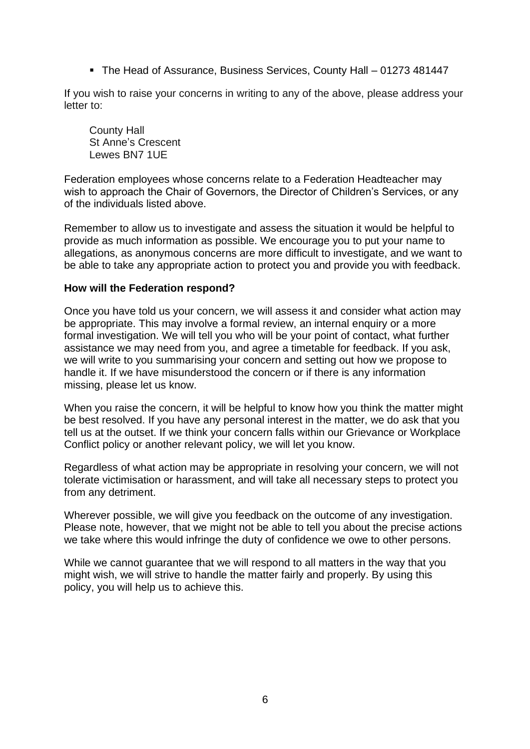- The Head of Assurance, Business Services, County Hall – 01273 481447

If you wish to raise your concerns in writing to any of the above, please address your letter to:

County Hall  
St Anne's Crescent  
Lewes BN7 1UE

Federation employees whose concerns relate to a Federation Headteacher may wish to approach the Chair of Governors, the Director of Children's Services, or any of the individuals listed above.

Remember to allow us to investigate and assess the situation it would be helpful to provide as much information as possible. We encourage you to put your name to allegations, as anonymous concerns are more difficult to investigate, and we want to be able to take any appropriate action to protect you and provide you with feedback.

**How will the Federation respond?**

Once you have told us your concern, we will assess it and consider what action may be appropriate. This may involve a formal review, an internal enquiry or a more formal investigation. We will tell you who will be your point of contact, what further assistance we may need from you, and agree a timetable for feedback. If you ask, we will write to you summarising your concern and setting out how we propose to handle it. If we have misunderstood the concern or if there is any information missing, please let us know.

When you raise the concern, it will be helpful to know how you think the matter might be best resolved. If you have any personal interest in the matter, we do ask that you tell us at the outset. If we think your concern falls within our Grievance or Workplace Conflict policy or another relevant policy, we will let you know.

Regardless of what action may be appropriate in resolving your concern, we will not tolerate victimisation or harassment, and will take all necessary steps to protect you from any detriment.

Wherever possible, we will give you feedback on the outcome of any investigation. Please note, however, that we might not be able to tell you about the precise actions we take where this would infringe the duty of confidence we owe to other persons.

While we cannot guarantee that we will respond to all matters in the way that you might wish, we will strive to handle the matter fairly and properly. By using this policy, you will help us to achieve this.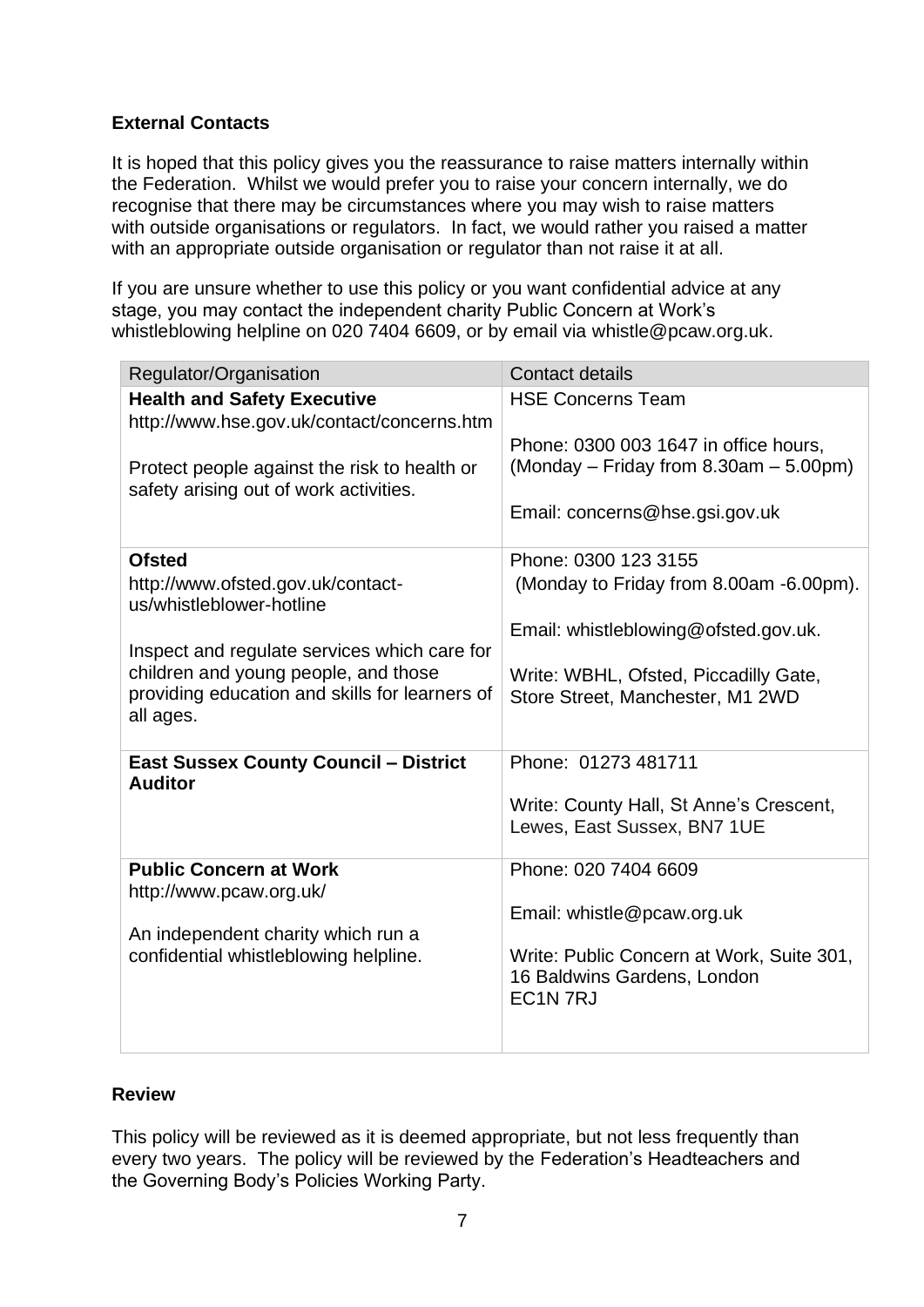### External Contacts

It is hoped that this policy gives you the reassurance to raise matters internally within the Federation. Whilst we would prefer you to raise your concern internally, we do recognise that there may be circumstances where you may wish to raise matters with outside organisations or regulators. In fact, we would rather you raised a matter with an appropriate outside organisation or regulator than not raise it at all.

If you are unsure whether to use this policy or you want confidential advice at any stage, you may contact the independent charity Public Concern at Work's whistleblowing helpline on 020 7404 6609, or by email via whistle@pcaw.org.uk.

| Regulator/Organisation | Contact details |
|---|---|
| **Health and Safety Executive**<br>http://www.hse.gov.uk/contact/concerns.htm<br><br>Protect people against the risk to health or safety arising out of work activities. | HSE Concerns Team<br><br>Phone: 0300 003 1647 in office hours, (Monday – Friday from 8.30am – 5.00pm)<br><br>Email: concerns@hse.gsi.gov.uk |
| **Ofsted**<br>http://www.ofsted.gov.uk/contact-us/whistleblower-hotline<br><br>Inspect and regulate services which care for children and young people, and those providing education and skills for learners of all ages. | Phone: 0300 123 3155<br>(Monday to Friday from 8.00am -6.00pm).<br><br>Email: whistleblowing@ofsted.gov.uk.<br><br>Write: WBHL, Ofsted, Piccadilly Gate, Store Street, Manchester, M1 2WD |
| **East Sussex County Council – District Auditor** | Phone: 01273 481711<br><br>Write: County Hall, St Anne's Crescent, Lewes, East Sussex, BN7 1UE |
| **Public Concern at Work**<br>http://www.pcaw.org.uk/<br><br>An independent charity which run a confidential whistleblowing helpline. | Phone: 020 7404 6609<br><br>Email: whistle@pcaw.org.uk<br><br>Write: Public Concern at Work, Suite 301, 16 Baldwins Gardens, London EC1N 7RJ |

### Review

This policy will be reviewed as it is deemed appropriate, but not less frequently than every two years. The policy will be reviewed by the Federation's Headteachers and the Governing Body's Policies Working Party.